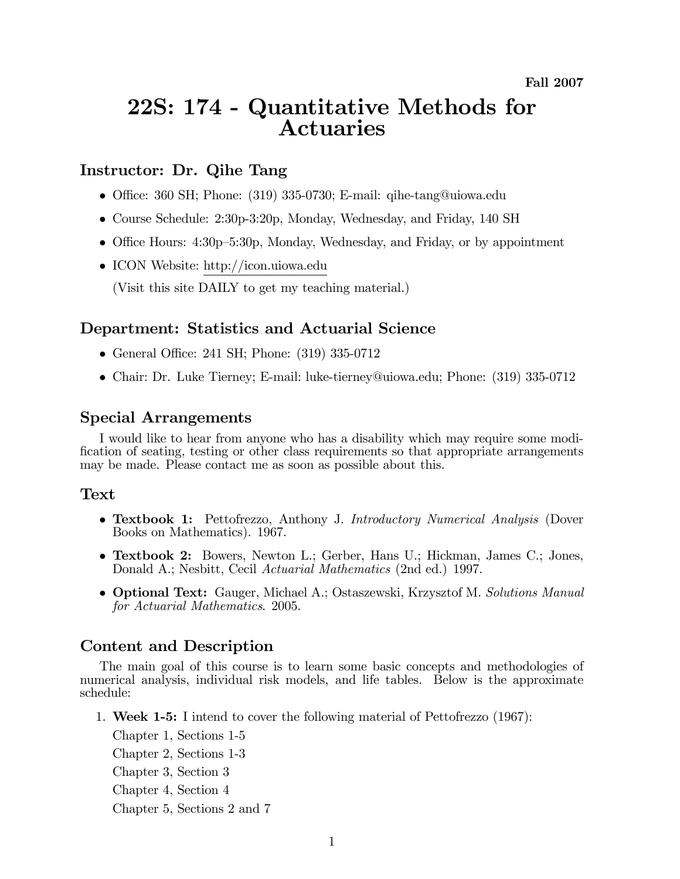**Fall 2007**

# 22S: 174 - Quantitative Methods for Actuaries

## Instructor: Dr. Qihe Tang

- Office: 360 SH; Phone: (319) 335-0730; E-mail: qihe-tang@uiowa.edu
- Course Schedule: 2:30p-3:20p, Monday, Wednesday, and Friday, 140 SH
- Office Hours: 4:30p–5:30p, Monday, Wednesday, and Friday, or by appointment
- ICON Website: http://icon.uiowa.edu

  (Visit this site DAILY to get my teaching material.)

## Department: Statistics and Actuarial Science

- General Office: 241 SH; Phone: (319) 335-0712
- Chair: Dr. Luke Tierney; E-mail: luke-tierney@uiowa.edu; Phone: (319) 335-0712

## Special Arrangements

I would like to hear from anyone who has a disability which may require some modification of seating, testing or other class requirements so that appropriate arrangements may be made. Please contact me as soon as possible about this.

## Text

- **Textbook 1:** Pettofrezzo, Anthony J. *Introductory Numerical Analysis* (Dover Books on Mathematics). 1967.
- **Textbook 2:** Bowers, Newton L.; Gerber, Hans U.; Hickman, James C.; Jones, Donald A.; Nesbitt, Cecil *Actuarial Mathematics* (2nd ed.) 1997.
- **Optional Text:** Gauger, Michael A.; Ostaszewski, Krzysztof M. *Solutions Manual for Actuarial Mathematics*. 2005.

## Content and Description

The main goal of this course is to learn some basic concepts and methodologies of numerical analysis, individual risk models, and life tables. Below is the approximate schedule:

1. **Week 1-5:** I intend to cover the following material of Pettofrezzo (1967):

   Chapter 1, Sections 1-5

   Chapter 2, Sections 1-3

   Chapter 3, Section 3

   Chapter 4, Section 4

   Chapter 5, Sections 2 and 7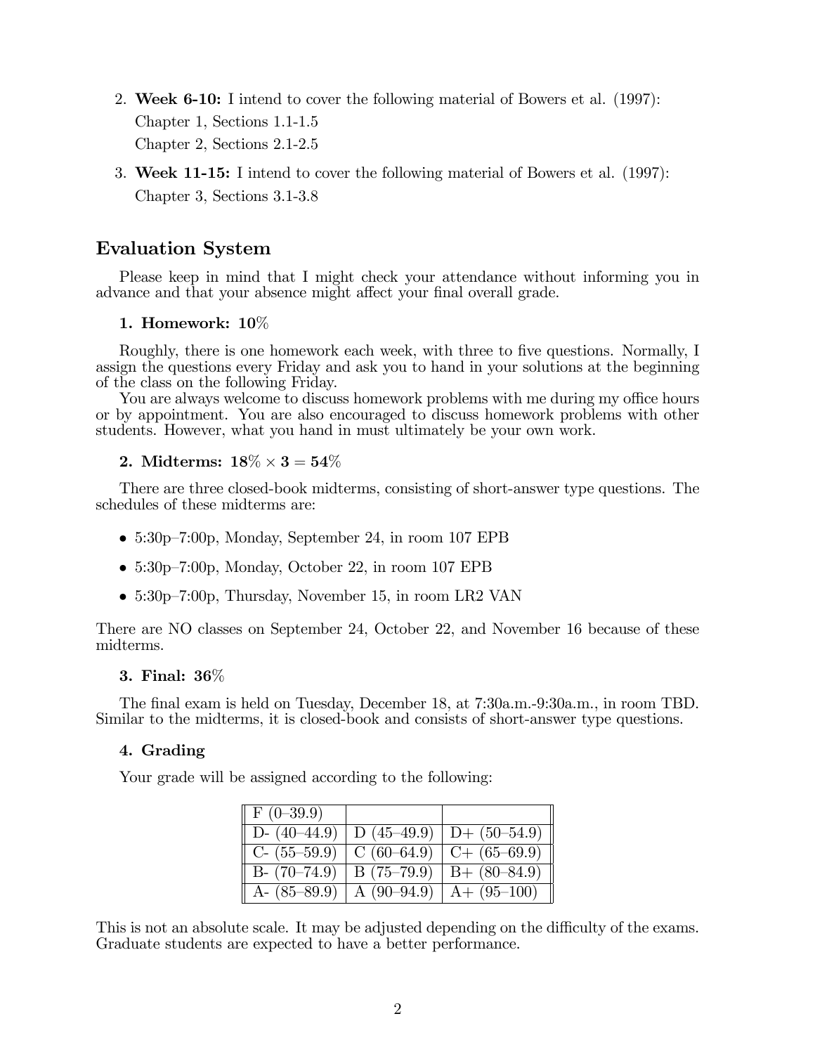2. **Week 6-10:** I intend to cover the following material of Bowers et al. (1997):
   Chapter 1, Sections 1.1-1.5
   Chapter 2, Sections 2.1-2.5

3. **Week 11-15:** I intend to cover the following material of Bowers et al. (1997):
   Chapter 3, Sections 3.1-3.8

## Evaluation System

Please keep in mind that I might check your attendance without informing you in advance and that your absence might affect your final overall grade.

### 1. Homework: 10%

Roughly, there is one homework each week, with three to five questions. Normally, I assign the questions every Friday and ask you to hand in your solutions at the beginning of the class on the following Friday.

You are always welcome to discuss homework problems with me during my office hours or by appointment. You are also encouraged to discuss homework problems with other students. However, what you hand in must ultimately be your own work.

### 2. Midterms: $18\% \times 3 = 54\%$

There are three closed-book midterms, consisting of short-answer type questions. The schedules of these midterms are:

- 5:30p–7:00p, Monday, September 24, in room 107 EPB
- 5:30p–7:00p, Monday, October 22, in room 107 EPB
- 5:30p–7:00p, Thursday, November 15, in room LR2 VAN

There are NO classes on September 24, October 22, and November 16 because of these midterms.

### 3. Final: 36%

The final exam is held on Tuesday, December 18, at 7:30a.m.-9:30a.m., in room TBD. Similar to the midterms, it is closed-book and consists of short-answer type questions.

### 4. Grading

Your grade will be assigned according to the following:

| | | |
|---|---|---|
| F (0–39.9) | | |
| D- (40–44.9) | D (45–49.9) | D+ (50–54.9) |
| C- (55–59.9) | C (60–64.9) | C+ (65–69.9) |
| B- (70–74.9) | B (75–79.9) | B+ (80–84.9) |
| A- (85–89.9) | A (90–94.9) | A+ (95–100) |

This is not an absolute scale. It may be adjusted depending on the difficulty of the exams. Graduate students are expected to have a better performance.